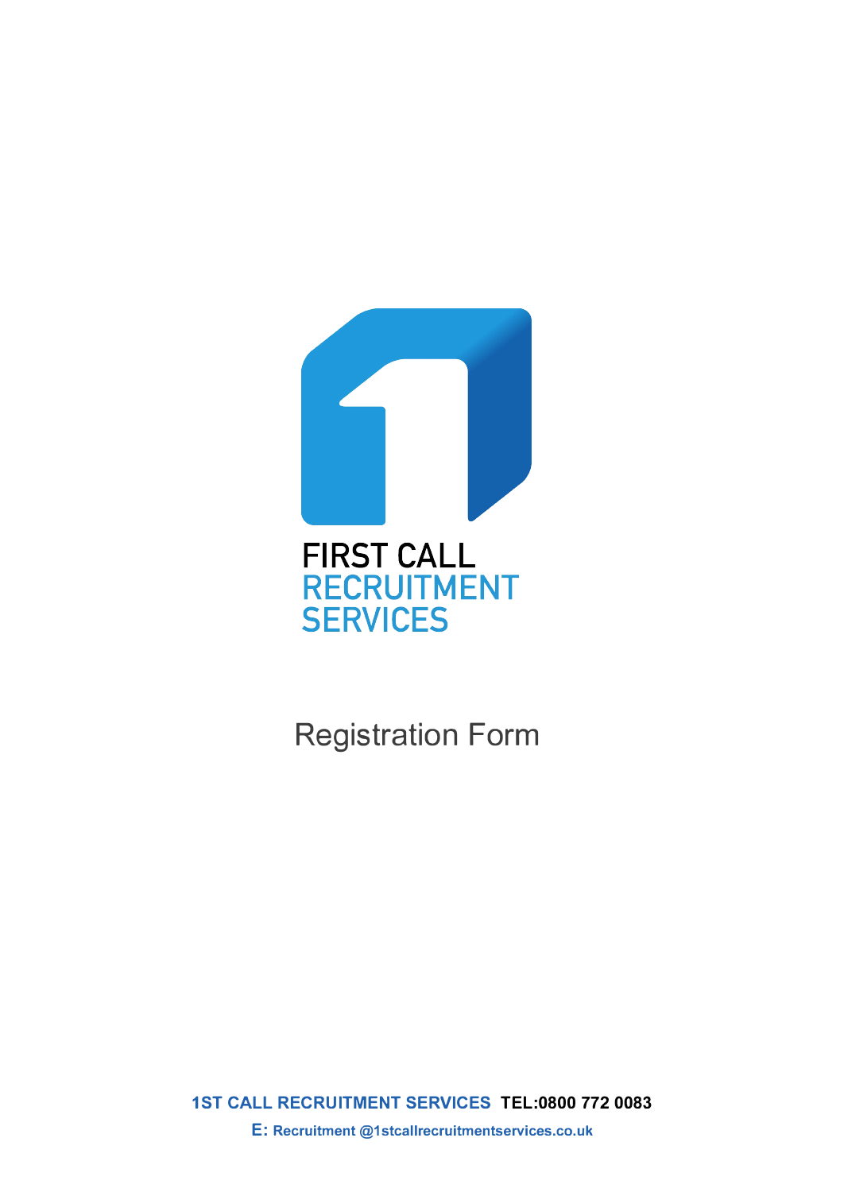FIRST CALL
RECRUITMENT
SERVICES

# Registration Form

**1ST CALL RECRUITMENT SERVICES TEL:0800 772 0083**

**E: Recruitment @1stcallrecruitmentservices.co.uk**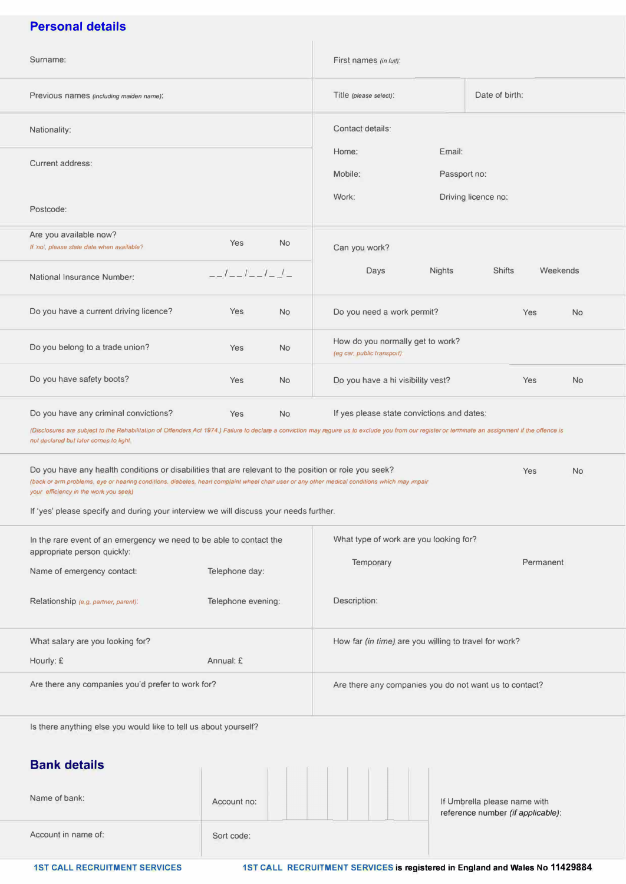## Personal details

Surname:

First names *(in full)*:

Previous names *(including maiden name)*:

Title *(please select)*:

Date of birth:

Nationality:

Contact details:

Current address:

Home:

Email:

Mobile:

Passport no:

Work:

Driving licence no:

Postcode:

Are you available now? Yes No

*If 'no', please state date when available?*

Can you work?

Days Nights Shifts Weekends

National Insurance Number: __/__/__/__/_/_

Do you have a current driving licence? Yes No

Do you need a work permit? Yes No

Do you belong to a trade union? Yes No

How do you normally get to work?
*(eg car, public transport)*:

Do you have safety boots? Yes No

Do you have a hi visibility vest? Yes No

Do you have any criminal convictions? Yes No

If yes please state convictions and dates:

*(Disclosures are subject to the Rehabilitation of Offenders Act 1974.) Failure to declare a conviction may require us to exclude you from our register or terminate an assignment if the offence is not declared but later comes to light.*

Do you have any health conditions or disabilities that are relevant to the position or role you seek? Yes No

*(back or arm problems, eye or hearing conditions, diabetes, heart complaint wheel chair user or any other medical conditions which may impair your efficiency in the work you seek)*

If 'yes' please specify and during your interview we will discuss your needs further.

In the rare event of an emergency we need to be able to contact the appropriate person quickly:

Name of emergency contact:

Telephone day:

Relationship *(e.g. partner, parent)*:

Telephone evening:

What type of work are you looking for?

Temporary Permanent

Description:

What salary are you looking for?

Hourly: £

Annual: £

How far *(in time)* are you willing to travel for work?

Are there any companies you'd prefer to work for?

Are there any companies you do not want us to contact?

Is there anything else you would like to tell us about yourself?

## Bank details

Name of bank:

Account no:

If Umbrella please name with reference number *(if applicable)*:

Account in name of:

Sort code:

1ST CALL RECRUITMENT SERVICES

1ST CALL RECRUITMENT SERVICES **is registered in England and Wales No 11429884**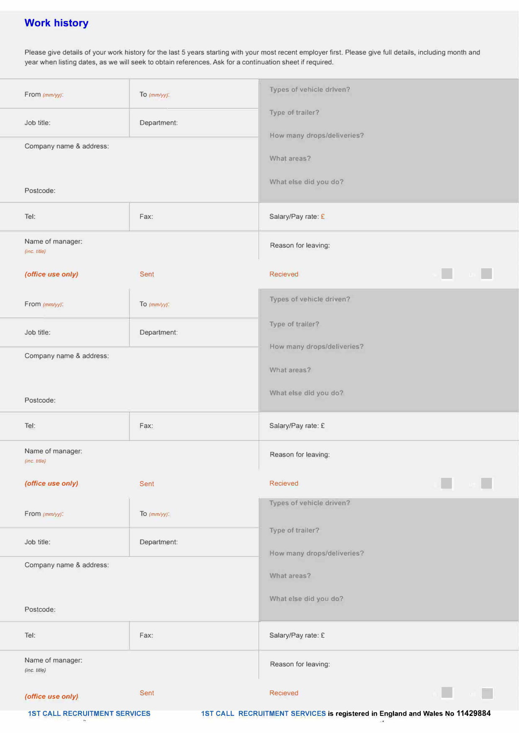## Work history

Please give details of your work history for the last 5 years starting with your most recent employer first. Please give full details, including month and year when listing dates, as we will seek to obtain references. Ask for a continuation sheet if required.

| | | |
|---|---|---|
| From *(mm/yy)*: | To *(mm/yy)*: | Types of vehicle driven?<br>Type of trailer?<br>How many drops/deliveries?<br>What areas?<br>What else did you do? |
| Job title: | Department: | |
| Company name & address:<br><br>Postcode: | | |
| Tel: | Fax: | Salary/Pay rate: £ |
| Name of manager:<br>*(inc. title)* | | Reason for leaving: |
| ***(office use only)*** | Sent | Recieved |

| | | |
|---|---|---|
| From *(mm/yy)*: | To *(mm/yy)*: | Types of vehicle driven?<br>Type of trailer?<br>How many drops/deliveries?<br>What areas?<br>What else did you do? |
| Job title: | Department: | |
| Company name & address:<br><br>Postcode: | | |
| Tel: | Fax: | Salary/Pay rate: £ |
| Name of manager:<br>*(inc. title)* | | Reason for leaving: |
| ***(office use only)*** | Sent | Recieved |

| | | |
|---|---|---|
| From *(mm/yy)*: | To *(mm/yy)*: | Types of vehicle driven?<br>Type of trailer?<br>How many drops/deliveries?<br>What areas?<br>What else did you do? |
| Job title: | Department: | |
| Company name & address:<br><br>Postcode: | | |
| Tel: | Fax: | Salary/Pay rate: £ |
| Name of manager:<br>*(inc. title)* | | Reason for leaving: |
| ***(office use only)*** | Sent | Recieved |

1ST CALL RECRUITMENT SERVICES

**1ST CALL RECRUITMENT SERVICES is registered in England and Wales No 11429884**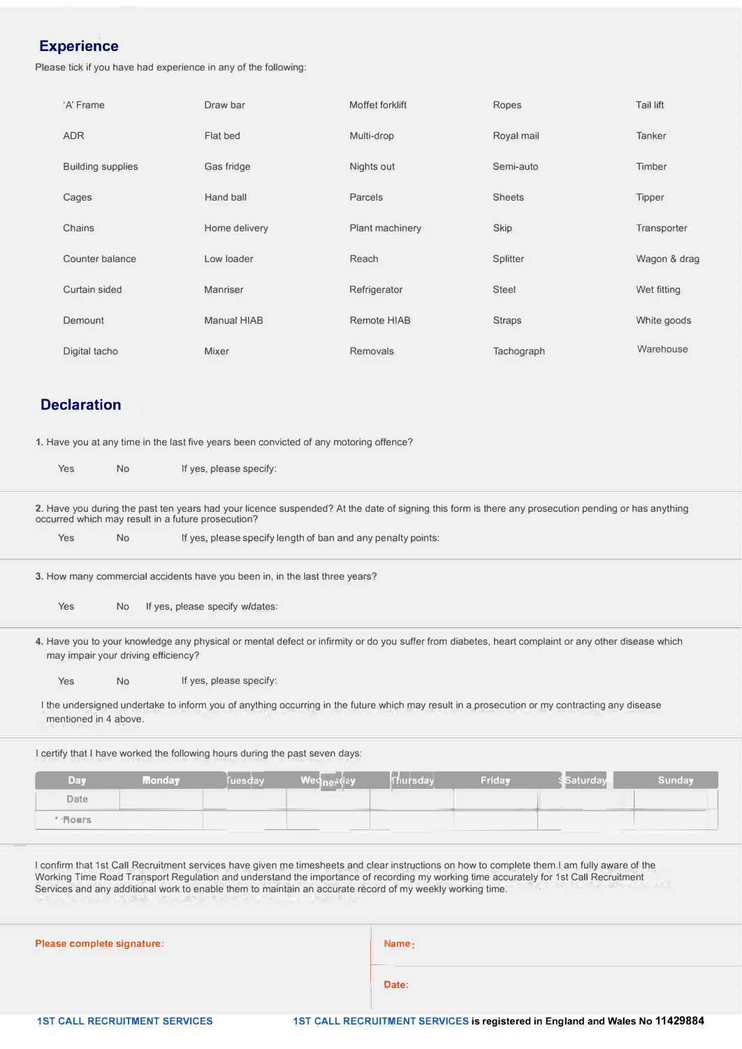## Experience

Please tick if you have had experience in any of the following:

| | | | | |
|---|---|---|---|---|
| 'A' Frame | Draw bar | Moffet forklift | Ropes | Tail lift |
| ADR | Flat bed | Multi-drop | Royal mail | Tanker |
| Building supplies | Gas fridge | Nights out | Semi-auto | Timber |
| Cages | Hand ball | Parcels | Sheets | Tipper |
| Chains | Home delivery | Plant machinery | Skip | Transporter |
| Counter balance | Low loader | Reach | Splitter | Wagon & drag |
| Curtain sided | Manriser | Refrigerator | Steel | Wet fitting |
| Demount | Manual HIAB | Remote HIAB | Straps | White goods |
| Digital tacho | Mixer | Removals | Tachograph | Warehouse |

## Declaration

1. Have you at any time in the last five years been convicted of any motoring offence?

   Yes  No  If yes, please specify:

2. Have you during the past ten years had your licence suspended? At the date of signing this form is there any prosecution pending or has anything occurred which may result in a future prosecution?

   Yes  No  If yes, please specify length of ban and any penalty points:

3. How many commercial accidents have you been in, in the last three years?

   Yes  No  If yes, please specify w/dates:

4. Have you to your knowledge any physical or mental defect or infirmity or do you suffer from diabetes, heart complaint or any other disease which may impair your driving efficiency?

   Yes  No  If yes, please specify:

I the undersigned undertake to inform you of anything occurring in the future which may result in a prosecution or my contracting any disease mentioned in 4 above.

I certify that I have worked the following hours during the past seven days:

| Day | Monday | Tuesday | Wednesday | Thursday | Friday | Saturday | Sunday |
|---|---|---|---|---|---|---|---|
| Date | | | | | | | |
| Hours | | | | | | | |

I confirm that 1st Call Recruitment services have given me timesheets and clear instructions on how to complete them.I am fully aware of the Working Time Road Transport Regulation and understand the importance of recording my working time accurately for 1st Call Recruitment Services and any additional work to enable them to maintain an accurate record of my weekly working time.

| Please complete signature: | Name: |
|---|---|
| | Date: |

**1ST CALL RECRUITMENT SERVICES**

**1ST CALL RECRUITMENT SERVICES is registered in England and Wales No 11429884**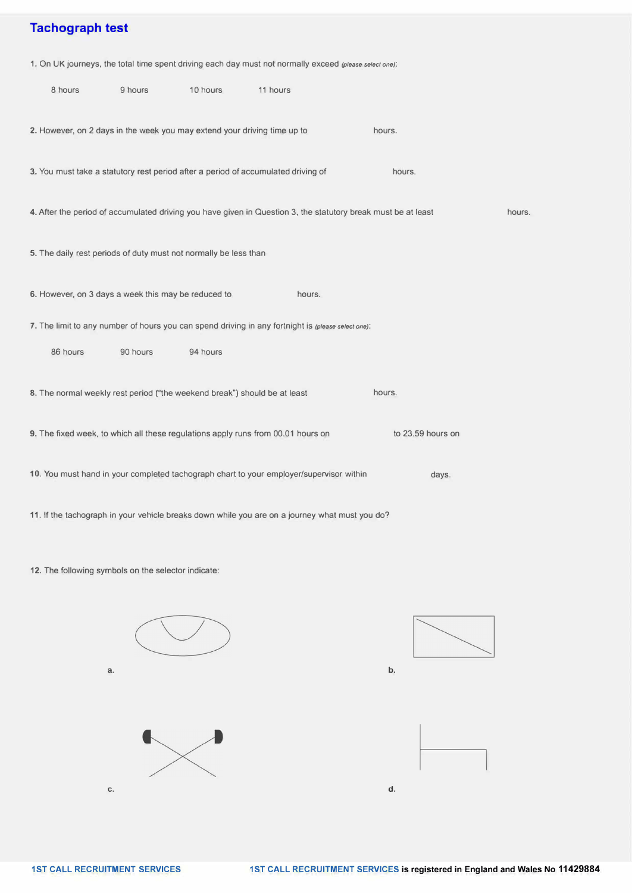## Tachograph test

**1.** On UK journeys, the total time spent driving each day must not normally exceed *(please select one)*:

8 hours    9 hours    10 hours    11 hours

**2.** However, on 2 days in the week you may extend your driving time up to hours.

**3.** You must take a statutory rest period after a period of accumulated driving of hours.

**4.** After the period of accumulated driving you have given in Question 3, the statutory break must be at least hours.

**5.** The daily rest periods of duty must not normally be less than

**6.** However, on 3 days a week this may be reduced to hours.

**7.** The limit to any number of hours you can spend driving in any fortnight is *(please select one)*:

86 hours    90 hours    94 hours

**8.** The normal weekly rest period ("the weekend break") should be at least hours.

**9.** The fixed week, to which all these regulations apply runs from 00.01 hours on to 23.59 hours on

**10.** You must hand in your completed tachograph chart to your employer/supervisor within days.

**11.** If the tachograph in your vehicle breaks down while you are on a journey what must you do?

**12.** The following symbols on the selector indicate:

a.

b.

c.

d.

1ST CALL RECRUITMENT SERVICES

**1ST CALL RECRUITMENT SERVICES is registered in England and Wales No 11429884**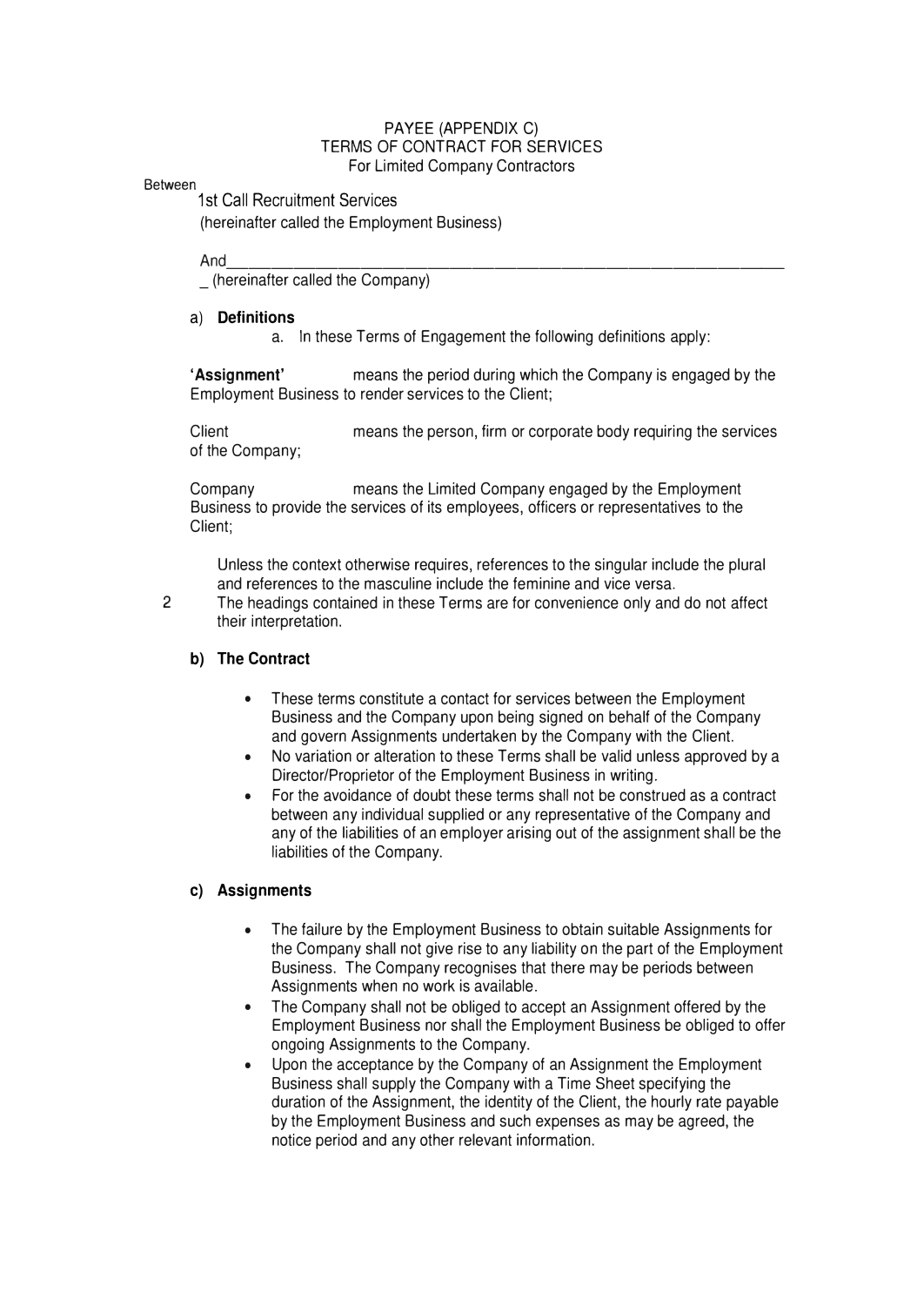PAYEE (APPENDIX C)
TERMS OF CONTRACT FOR SERVICES
For Limited Company Contractors

Between

1st Call Recruitment Services
(hereinafter called the Employment Business)

And_______________________________________________________________________
_ (hereinafter called the Company)

a) **Definitions**

a. In these Terms of Engagement the following definitions apply:

**'Assignment'** means the period during which the Company is engaged by the Employment Business to render services to the Client;

Client means the person, firm or corporate body requiring the services of the Company;

Company means the Limited Company engaged by the Employment Business to provide the services of its employees, officers or representatives to the Client;

Unless the context otherwise requires, references to the singular include the plural and references to the masculine include the feminine and vice versa.

2 The headings contained in these Terms are for convenience only and do not affect their interpretation.

**b) The Contract**

- These terms constitute a contact for services between the Employment Business and the Company upon being signed on behalf of the Company and govern Assignments undertaken by the Company with the Client.
- No variation or alteration to these Terms shall be valid unless approved by a Director/Proprietor of the Employment Business in writing.
- For the avoidance of doubt these terms shall not be construed as a contract between any individual supplied or any representative of the Company and any of the liabilities of an employer arising out of the assignment shall be the liabilities of the Company.

**c) Assignments**

- The failure by the Employment Business to obtain suitable Assignments for the Company shall not give rise to any liability on the part of the Employment Business. The Company recognises that there may be periods between Assignments when no work is available.
- The Company shall not be obliged to accept an Assignment offered by the Employment Business nor shall the Employment Business be obliged to offer ongoing Assignments to the Company.
- Upon the acceptance by the Company of an Assignment the Employment Business shall supply the Company with a Time Sheet specifying the duration of the Assignment, the identity of the Client, the hourly rate payable by the Employment Business and such expenses as may be agreed, the notice period and any other relevant information.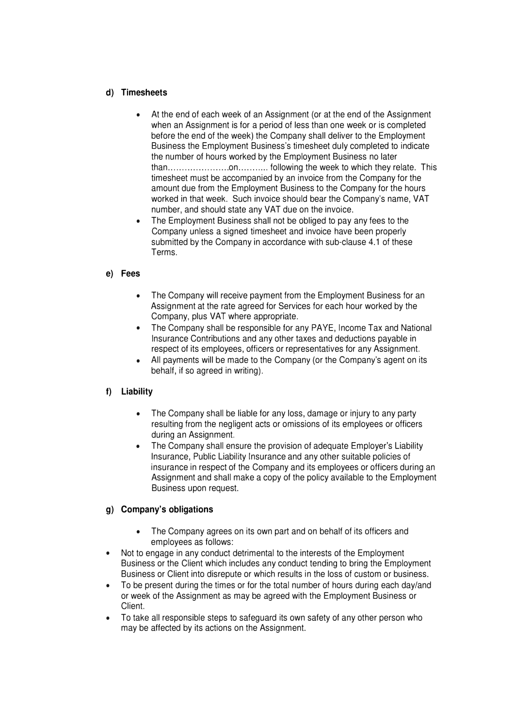**d) Timesheets**

- At the end of each week of an Assignment (or at the end of the Assignment when an Assignment is for a period of less than one week or is completed before the end of the week) the Company shall deliver to the Employment Business the Employment Business's timesheet duly completed to indicate the number of hours worked by the Employment Business no later than………………….on……….. following the week to which they relate. This timesheet must be accompanied by an invoice from the Company for the amount due from the Employment Business to the Company for the hours worked in that week. Such invoice should bear the Company's name, VAT number, and should state any VAT due on the invoice.
- The Employment Business shall not be obliged to pay any fees to the Company unless a signed timesheet and invoice have been properly submitted by the Company in accordance with sub-clause 4.1 of these Terms.

**e) Fees**

- The Company will receive payment from the Employment Business for an Assignment at the rate agreed for Services for each hour worked by the Company, plus VAT where appropriate.
- The Company shall be responsible for any PAYE, Income Tax and National Insurance Contributions and any other taxes and deductions payable in respect of its employees, officers or representatives for any Assignment.
- All payments will be made to the Company (or the Company's agent on its behalf, if so agreed in writing).

**f) Liability**

- The Company shall be liable for any loss, damage or injury to any party resulting from the negligent acts or omissions of its employees or officers during an Assignment.
- The Company shall ensure the provision of adequate Employer's Liability Insurance, Public Liability Insurance and any other suitable policies of insurance in respect of the Company and its employees or officers during an Assignment and shall make a copy of the policy available to the Employment Business upon request.

**g) Company's obligations**

- The Company agrees on its own part and on behalf of its officers and employees as follows:

- Not to engage in any conduct detrimental to the interests of the Employment Business or the Client which includes any conduct tending to bring the Employment Business or Client into disrepute or which results in the loss of custom or business.
- To be present during the times or for the total number of hours during each day/and or week of the Assignment as may be agreed with the Employment Business or Client.
- To take all responsible steps to safeguard its own safety of any other person who may be affected by its actions on the Assignment.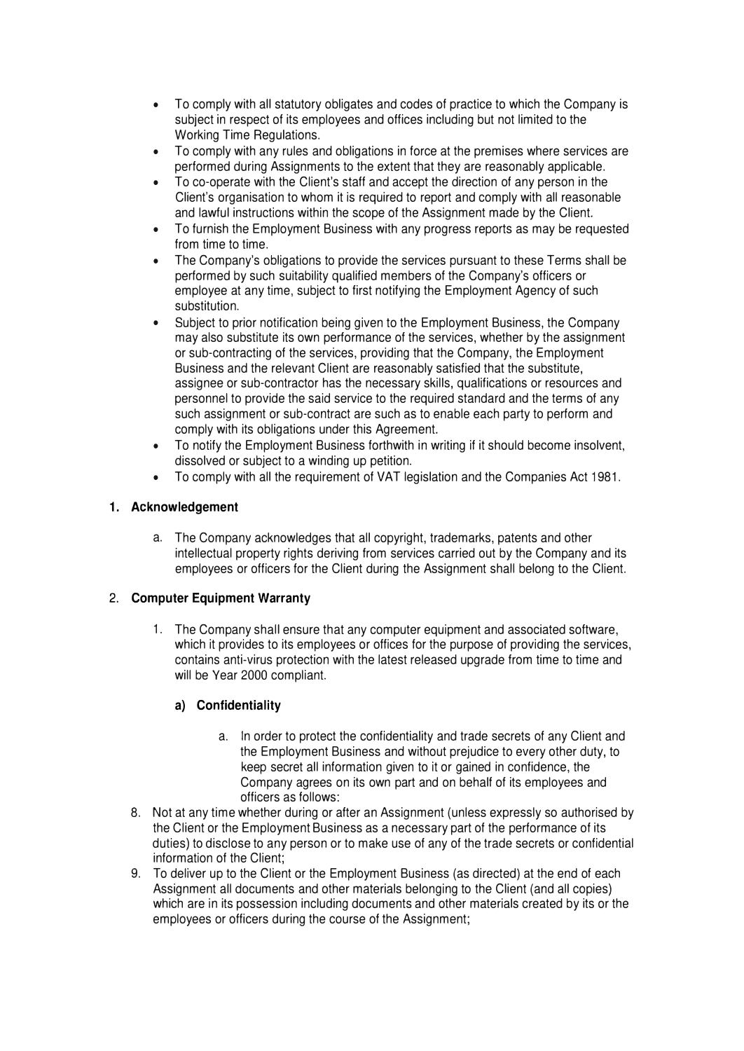- To comply with all statutory obligates and codes of practice to which the Company is subject in respect of its employees and offices including but not limited to the Working Time Regulations.
- To comply with any rules and obligations in force at the premises where services are performed during Assignments to the extent that they are reasonably applicable.
- To co-operate with the Client's staff and accept the direction of any person in the Client's organisation to whom it is required to report and comply with all reasonable and lawful instructions within the scope of the Assignment made by the Client.
- To furnish the Employment Business with any progress reports as may be requested from time to time.
- The Company's obligations to provide the services pursuant to these Terms shall be performed by such suitability qualified members of the Company's officers or employee at any time, subject to first notifying the Employment Agency of such substitution.
- Subject to prior notification being given to the Employment Business, the Company may also substitute its own performance of the services, whether by the assignment or sub-contracting of the services, providing that the Company, the Employment Business and the relevant Client are reasonably satisfied that the substitute, assignee or sub-contractor has the necessary skills, qualifications or resources and personnel to provide the said service to the required standard and the terms of any such assignment or sub-contract are such as to enable each party to perform and comply with its obligations under this Agreement.
- To notify the Employment Business forthwith in writing if it should become insolvent, dissolved or subject to a winding up petition.
- To comply with all the requirement of VAT legislation and the Companies Act 1981.

**1. Acknowledgement**

a. The Company acknowledges that all copyright, trademarks, patents and other intellectual property rights deriving from services carried out by the Company and its employees or officers for the Client during the Assignment shall belong to the Client.

**2. Computer Equipment Warranty**

1. The Company shall ensure that any computer equipment and associated software, which it provides to its employees or offices for the purpose of providing the services, contains anti-virus protection with the latest released upgrade from time to time and will be Year 2000 compliant.

**a) Confidentiality**

a. In order to protect the confidentiality and trade secrets of any Client and the Employment Business and without prejudice to every other duty, to keep secret all information given to it or gained in confidence, the Company agrees on its own part and on behalf of its employees and officers as follows:

8. Not at any time whether during or after an Assignment (unless expressly so authorised by the Client or the Employment Business as a necessary part of the performance of its duties) to disclose to any person or to make use of any of the trade secrets or confidential information of the Client;
9. To deliver up to the Client or the Employment Business (as directed) at the end of each Assignment all documents and other materials belonging to the Client (and all copies) which are in its possession including documents and other materials created by its or the employees or officers during the course of the Assignment;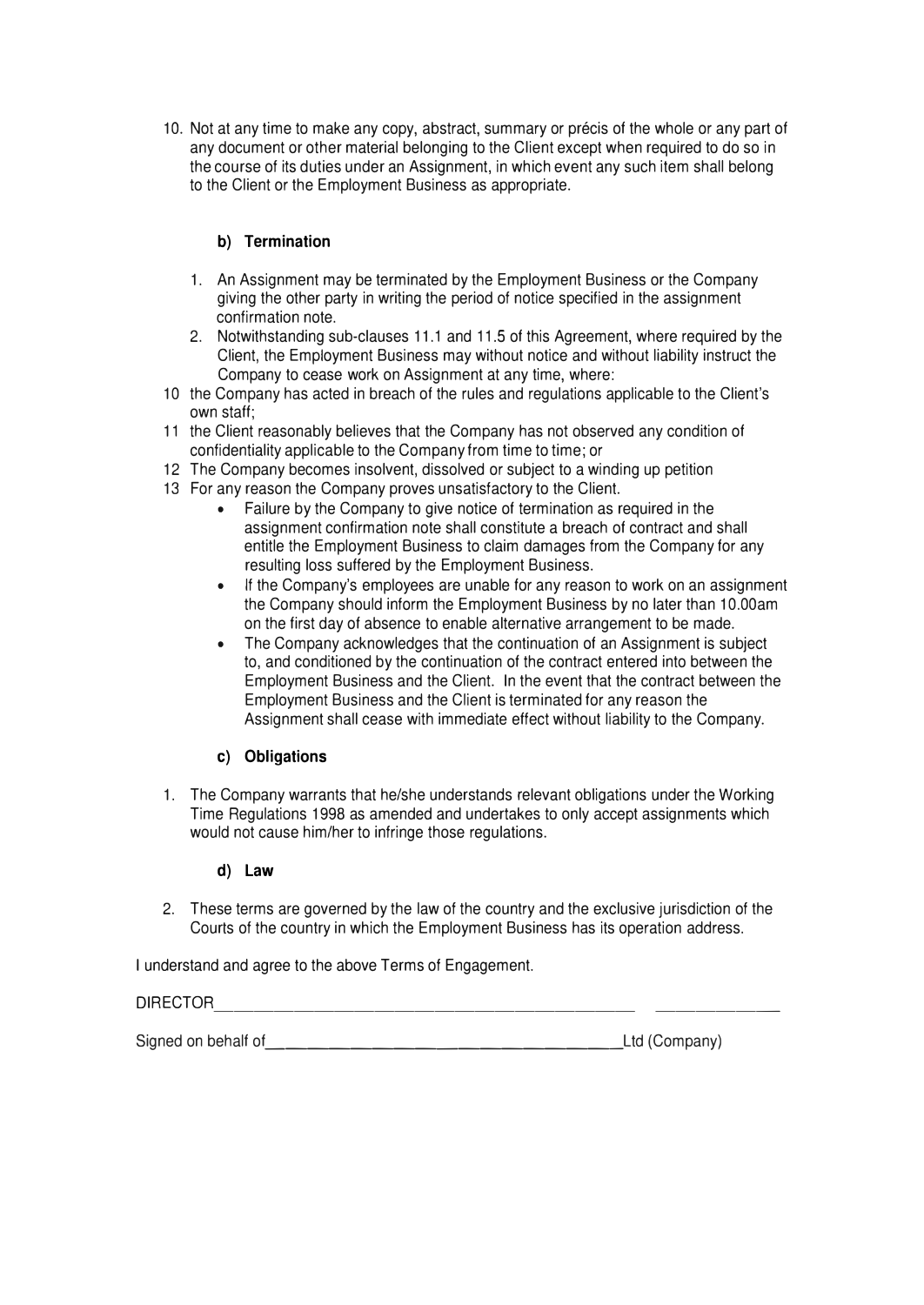10. Not at any time to make any copy, abstract, summary or précis of the whole or any part of any document or other material belonging to the Client except when required to do so in the course of its duties under an Assignment, in which event any such item shall belong to the Client or the Employment Business as appropriate.

**b) Termination**

1. An Assignment may be terminated by the Employment Business or the Company giving the other party in writing the period of notice specified in the assignment confirmation note.
2. Notwithstanding sub-clauses 11.1 and 11.5 of this Agreement, where required by the Client, the Employment Business may without notice and without liability instruct the Company to cease work on Assignment at any time, where:

10 the Company has acted in breach of the rules and regulations applicable to the Client's own staff;

11 the Client reasonably believes that the Company has not observed any condition of confidentiality applicable to the Company from time to time; or

12 The Company becomes insolvent, dissolved or subject to a winding up petition

13 For any reason the Company proves unsatisfactory to the Client.

- Failure by the Company to give notice of termination as required in the assignment confirmation note shall constitute a breach of contract and shall entitle the Employment Business to claim damages from the Company for any resulting loss suffered by the Employment Business.
- If the Company's employees are unable for any reason to work on an assignment the Company should inform the Employment Business by no later than 10.00am on the first day of absence to enable alternative arrangement to be made.
- The Company acknowledges that the continuation of an Assignment is subject to, and conditioned by the continuation of the contract entered into between the Employment Business and the Client. In the event that the contract between the Employment Business and the Client is terminated for any reason the Assignment shall cease with immediate effect without liability to the Company.

**c) Obligations**

1. The Company warrants that he/she understands relevant obligations under the Working Time Regulations 1998 as amended and undertakes to only accept assignments which would not cause him/her to infringe those regulations.

**d) Law**

2. These terms are governed by the law of the country and the exclusive jurisdiction of the Courts of the country in which the Employment Business has its operation address.

I understand and agree to the above Terms of Engagement.

DIRECTOR_______________________________________________________ _______________

Signed on behalf of___________________________________________Ltd (Company)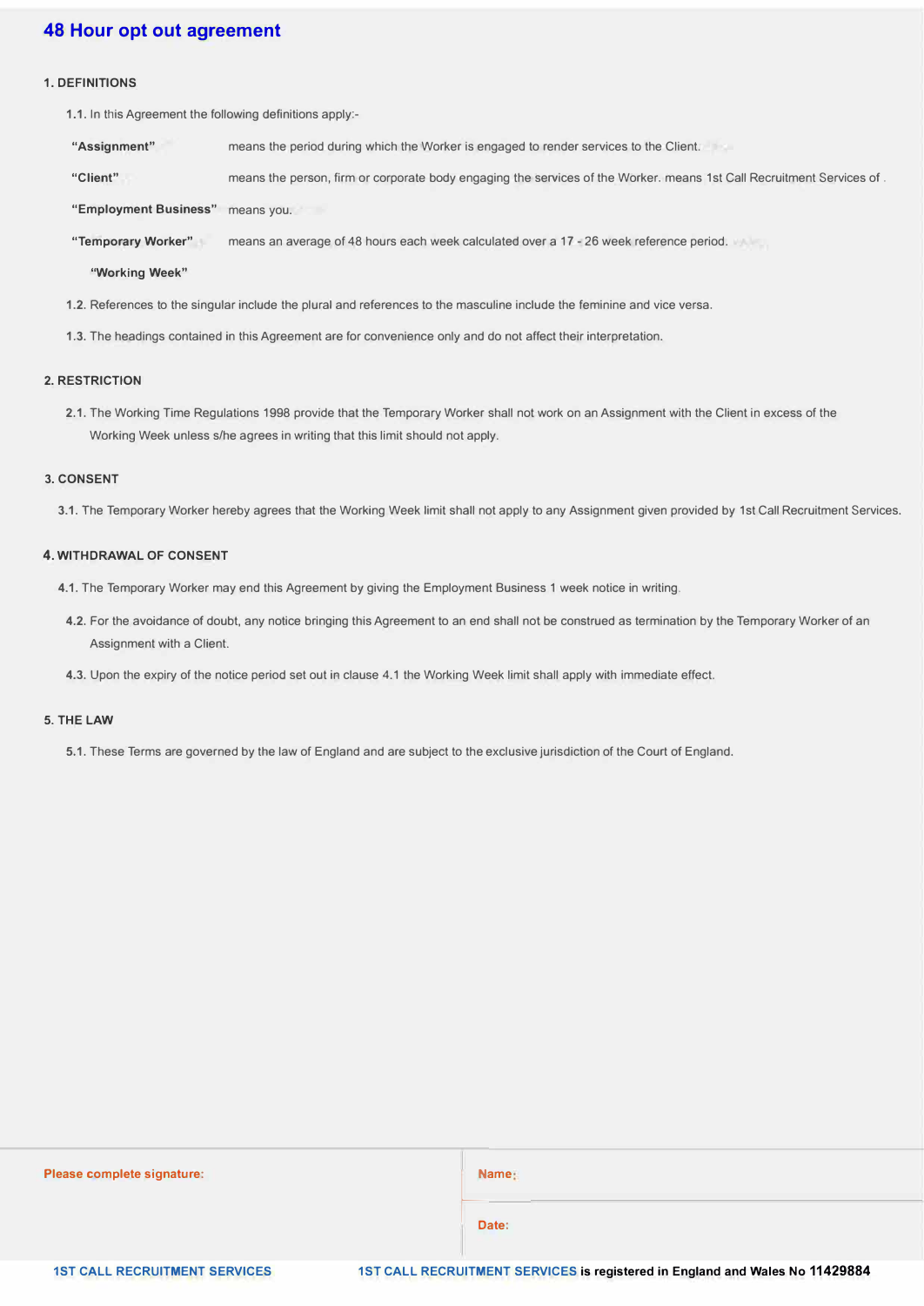# 48 Hour opt out agreement

## 1. DEFINITIONS

1.1. In this Agreement the following definitions apply:-

| | |
|---|---|
| **"Assignment"** | means the period during which the Worker is engaged to render services to the Client. |
| **"Client"** | means the person, firm or corporate body engaging the services of the Worker. means 1st Call Recruitment Services of . |
| **"Employment Business"** | means you. |
| **"Temporary Worker"** | means an average of 48 hours each week calculated over a 17 - 26 week reference period. |
| **"Working Week"** | |

1.2. References to the singular include the plural and references to the masculine include the feminine and vice versa.

1.3. The headings contained in this Agreement are for convenience only and do not affect their interpretation.

## 2. RESTRICTION

2.1. The Working Time Regulations 1998 provide that the Temporary Worker shall not work on an Assignment with the Client in excess of the Working Week unless s/he agrees in writing that this limit should not apply.

## 3. CONSENT

3.1. The Temporary Worker hereby agrees that the Working Week limit shall not apply to any Assignment given provided by 1st Call Recruitment Services.

## 4. WITHDRAWAL OF CONSENT

4.1. The Temporary Worker may end this Agreement by giving the Employment Business 1 week notice in writing.

4.2. For the avoidance of doubt, any notice bringing this Agreement to an end shall not be construed as termination by the Temporary Worker of an Assignment with a Client.

4.3. Upon the expiry of the notice period set out in clause 4.1 the Working Week limit shall apply with immediate effect.

## 5. THE LAW

5.1. These Terms are governed by the law of England and are subject to the exclusive jurisdiction of the Court of England.

| Please complete signature: | Name: |
|---|---|
| | Date: |

1ST CALL RECRUITMENT SERVICES

1ST CALL RECRUITMENT SERVICES **is registered in England and Wales No 11429884**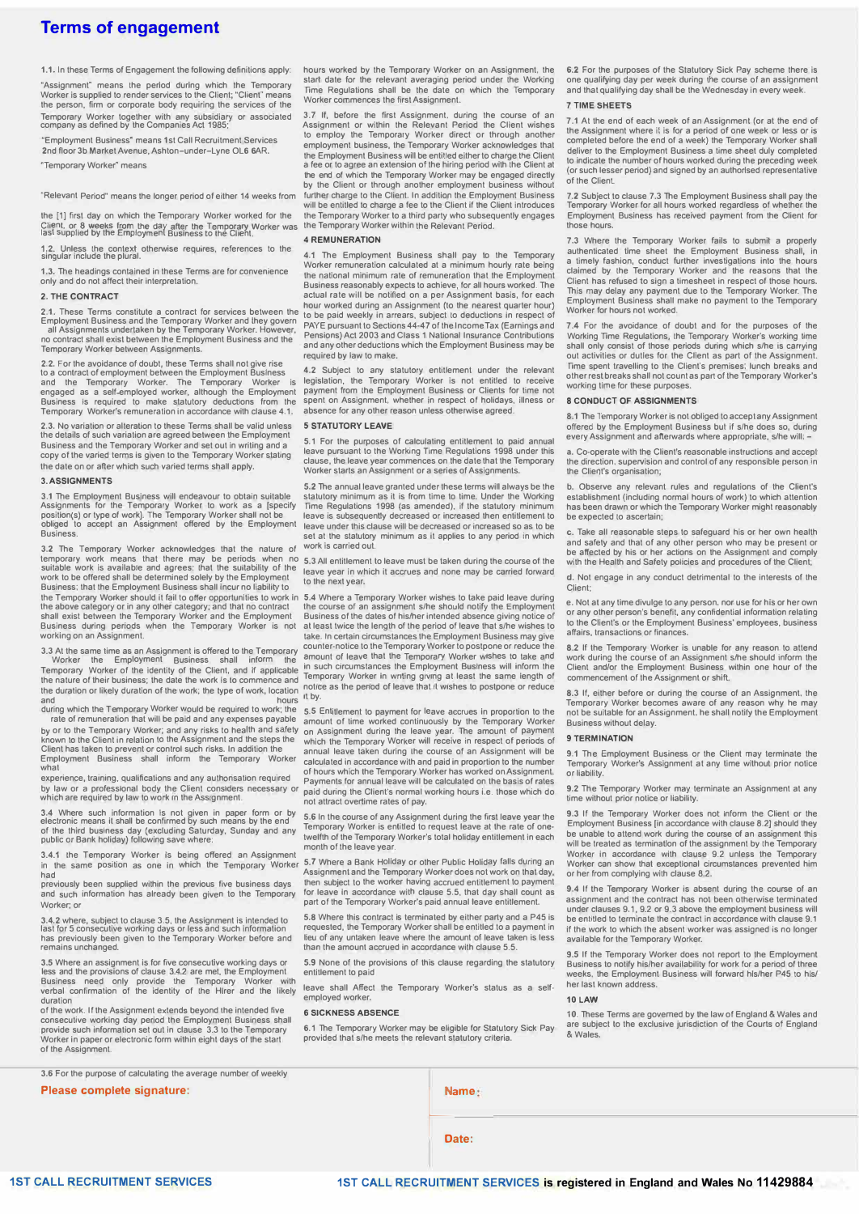# Terms of engagement

1.1. In these Terms of Engagement the following definitions apply:

"Assignment" means the period during which the Temporary Worker is supplied to render services to the Client; "Client" means the person, firm or corporate body requiring the services of the Temporary Worker together with any subsidiary or associated company as defined by the Companies Act 1985;

"Employment Business" means 1st Call Recruitment Services 2nd floor 3b Market Avenue, Ashton-under-Lyne OL6 6AR.

"Temporary Worker" means

"Relevant Period" means the longer period of either 14 weeks from the [1] first day on which the Temporary Worker worked for the Client, or 8 weeks from the day after the Temporary Worker was last supplied by the Employment Business to the Client.

1.2. Unless the context otherwise requires, references to the singular include the plural.

1.3. The headings contained in these Terms are for convenience only and do not affect their interpretation.

## 2. THE CONTRACT

2.1. These Terms constitute a contract for services between the Employment Business and the Temporary Worker and they govern all Assignments undertaken by the Temporary Worker. However, no contract shall exist between the Employment Business and the Temporary Worker between Assignments.

2.2. For the avoidance of doubt, these Terms shall not give rise to a contract of employment between the Employment Business and the Temporary Worker. The Temporary Worker is engaged as a self-employed worker, although the Employment Business is required to make statutory deductions from the Temporary Worker's remuneration in accordance with clause 4.1.

2.3. No variation or alteration to these Terms shall be valid unless the details of such variation are agreed between the Employment Business and the Temporary Worker and set out in writing and a copy of the varied terms is given to the Temporary Worker stating the date on or after which such varied terms shall apply.

## 3. ASSIGNMENTS

3.1 The Employment Business will endeavour to obtain suitable Assignments for the Temporary Worker to work as a [specify position(s) or type of work]. The Temporary Worker shall not be obliged to accept an Assignment offered by the Employment Business.

3.2 The Temporary Worker acknowledges that the nature of temporary work means that there may be periods when no suitable work is available and agrees: that the suitability of the work to be offered shall be determined solely by the Employment Business; that the Employment Business shall incur no liability to the Temporary Worker should it fail to offer opportunities to work in the above category or in any other category; and that no contract shall exist between the Temporary Worker and the Employment Business during periods when the Temporary Worker is not working on an Assignment.

3.3 At the same time as an Assignment is offered to the Temporary Worker the Employment Business shall inform the Temporary Worker of the identity of the Client, and if applicable the nature of their business; the date the work is to commence and the duration or likely duration of the work; the type of work, location and hours during which the Temporary Worker would be required to work; the rate of remuneration that will be paid and any expenses payable by or to the Temporary Worker; and any risks to health and safety known to the Client in relation to the Assignment and the steps the Client has taken to prevent or control such risks. In addition the Employment Business shall inform the Temporary Worker what experience, training, qualifications and any authorisation required by law or a professional body the Client considers necessary or which are required by law to work in the Assignment.

3.4 Where such information is not given in paper form or by electronic means it shall be confirmed by such means by the end of the third business day (excluding Saturday, Sunday and any public or Bank holiday) following save where:

3.4.1 the Temporary Worker is being offered an Assignment in the same position as one in which the Temporary Worker had previously been supplied within the previous five business days and such information has already been given to the Temporary Worker; or

3.4.2 where, subject to clause 3.5, the Assignment is intended to last for 5 consecutive working days or less and such information has previously been given to the Temporary Worker before and remains unchanged.

3.5 Where an assignment is for five consecutive working days or less and the provisions of clause 3.4.2 are met, the Employment Business need only provide the Temporary Worker with verbal confirmation of the identity of the Hirer and the likely duration of the work. If the Assignment extends beyond the intended five consecutive working day period the Employment Business shall provide such information set out in clause 3.3 to the Temporary Worker in paper or electronic form within eight days of the start of the Assignment.

3.6 For the purpose of calculating the average number of weekly hours worked by the Temporary Worker on an Assignment, the start date for the relevant averaging period under the Working Time Regulations shall be the date on which the Temporary Worker commences the first Assignment.

3.7 If, before the first Assignment, during the course of an Assignment or within the Relevant Period the Client wishes to employ the Temporary Worker direct or through another employment business, the Temporary Worker acknowledges that the Employment Business will be entitled either to charge the Client a fee or to agree an extension of the hiring period with the Client at the end of which the Temporary Worker may be engaged directly by the Client or through another employment business without further charge to the Client. In addition the Employment Business will be entitled to charge a fee to the Client if the Client introduces the Temporary Worker to a third party who subsequently engages the Temporary Worker within the Relevant Period.

## 4 REMUNERATION

4.1 The Employment Business shall pay to the Temporary Worker remuneration calculated at a minimum hourly rate being the national minimum rate of remuneration that the Employment Business reasonably expects to achieve, for all hours worked. The actual rate will be notified on a per Assignment basis, for each hour worked during an Assignment (to the nearest quarter hour) to be paid weekly in arrears, subject to deductions in respect of PAYE pursuant to Sections 44-47 of the Income Tax (Earnings and Pensions) Act 2003 and Class 1 National Insurance Contributions and any other deductions which the Employment Business may be required by law to make.

4.2 Subject to any statutory entitlement under the relevant legislation, the Temporary Worker is not entitled to receive payment from the Employment Business or Clients for time not spent on Assignment, whether in respect of holidays, illness or absence or for any other reason unless otherwise agreed.

## 5 STATUTORY LEAVE

5.1 For the purposes of calculating entitlement to paid annual leave pursuant to the Working Time Regulations 1998 under this clause, the leave year commences on the date that the Temporary Worker starts an Assignment or a series of Assignments.

5.2 The annual leave granted under these terms will always be the statutory minimum as it is from time to time. Under the Working Time Regulations 1998 (as amended), if the statutory minimum leave is subsequently decreased or increased then entitlement to leave under this clause will be decreased or increased so as to be set at the statutory minimum as it applies to any period in which work is carried out.

5.3 All entitlement to leave must be taken during the course of the leave year in which it accrues and none may be carried forward to the next year.

5.4 Where a Temporary Worker wishes to take paid leave during the course of an assignment s/he should notify the Employment Business of the dates of his/her intended absence giving notice of at least twice the length of the period of leave that s/he wishes to take. In certain circumstances the Employment Business may give counter-notice to the Temporary Worker to postpone or reduce the amount of leave that the Temporary Worker wishes to take and in such circumstances the Employment Business will inform the Temporary Worker in writing giving at least the same length of notice as the period of leave that it wishes to postpone or reduce it by.

5.5 Entitlement to payment for leave accrues in proportion to the amount of time worked continuously by the Temporary Worker on Assignment during the leave year. The amount of payment which the Temporary Worker will receive in respect of periods of annual leave taken during the course of an Assignment will be calculated in accordance with and paid in proportion to the number of hours which the Temporary Worker has worked on Assignment. Payments for annual leave will be calculated on the basis of rates paid during the Client's normal working hours i.e. those which do not attract overtime rates of pay.

5.6 In the course of any Assignment during the first leave year the Temporary Worker is entitled to request leave at the rate of one-twelfth of the Temporary Worker's total holiday entitlement in each month of the leave year.

5.7 Where a Bank Holiday or other Public Holiday falls during an Assignment and the Temporary Worker does not work on that day, then subject to the worker having accrued entitlement to payment for leave in accordance with clause 5.5, that day shall count as part of the Temporary Worker's paid annual leave entitlement.

5.8 Where this contract is terminated by either party and a P45 is requested, the Temporary Worker shall be entitled to a payment in lieu of any untaken leave where the amount of leave taken is less than the amount accrued in accordance with clause 5.5.

5.9 None of the provisions of this clause regarding the statutory entitlement to paid leave shall Affect the Temporary Worker's status as a self-employed worker.

## 6 SICKNESS ABSENCE

6.1 The Temporary Worker may be eligible for Statutory Sick Pay provided that s/he meets the relevant statutory criteria.

6.2 For the purposes of the Statutory Sick Pay scheme there is one qualifying day per week during the course of an assignment and that qualifying day shall be the Wednesday in every week.

## 7 TIME SHEETS

7.1 At the end of each week of an Assignment (or at the end of the Assignment where it is for a period of one week or less or is completed before the end of a week) the Temporary Worker shall deliver to the Employment Business a time sheet duly completed to indicate the number of hours worked during the preceding week (or such lesser period) and signed by an authorised representative of the Client.

7.2 Subject to clause 7.3 The Employment Business shall pay the Temporary Worker for all hours worked regardless of whether the Employment Business has received payment from the Client for those hours.

7.3 Where the Temporary Worker fails to submit a properly authenticated time sheet the Employment Business shall, in a timely fashion, conduct further investigations into the hours claimed by the Temporary Worker and the reasons that the Client has refused to sign a timesheet in respect of those hours. This may delay any payment due to the Temporary Worker. The Employment Business shall make no payment to the Temporary Worker for hours not worked.

7.4 For the avoidance of doubt and for the purposes of the Working Time Regulations, the Temporary Worker's working time shall only consist of those periods during which s/he is carrying out activities or duties for the Client as part of the Assignment. Time spent travelling to the Client's premises; lunch breaks and other rest breaks shall not count as part of the Temporary Worker's working time for these purposes.

## 8 CONDUCT OF ASSIGNMENTS

8.1 The Temporary Worker is not obliged to accept any Assignment offered by the Employment Business but if s/he does so, during every Assignment and afterwards where appropriate, s/he will: -

a. Co-operate with the Client's reasonable instructions and accept the direction, supervision and control of any responsible person in the Client's organisation;

b. Observe any relevant rules and regulations of the Client's establishment (including normal hours of work) to which attention has been drawn or which the Temporary Worker might reasonably be expected to ascertain;

c. Take all reasonable steps to safeguard his or her own health and safety and that of any other person who may be present or be affected by his or her actions on the Assignment and comply with the Health and Safety policies and procedures of the Client;

d. Not engage in any conduct detrimental to the interests of the Client;

e. Not at any time divulge to any person, nor use for his or her own or any other person's benefit, any confidential information relating to the Client's or the Employment Business' employees, business affairs, transactions or finances.

8.2 If the Temporary Worker is unable for any reason to attend work during the course of an Assignment s/he should inform the Client and/or the Employment Business within one hour of the commencement of the Assignment or shift.

8.3 If, either before or during the course of an Assignment, the Temporary Worker becomes aware of any reason why he may not be suitable for an Assignment, he shall notify the Employment Business without delay.

## 9 TERMINATION

9.1 The Employment Business or the Client may terminate the Temporary Worker's Assignment at any time without prior notice or liability.

9.2 The Temporary Worker may terminate an Assignment at any time without prior notice or liability.

9.3 If the Temporary Worker does not inform the Client or the Employment Business [in accordance with clause 8.2] should they be unable to attend work during the course of an assignment this will be treated as termination of the assignment by the Temporary Worker in accordance with clause 9.2 unless the Temporary Worker can show that exceptional circumstances prevented him or her from complying with clause 8.2.

9.4 If the Temporary Worker is absent during the course of an assignment and the contract has not been otherwise terminated under clauses 9.1, 9.2 or 9.3 above the employment business will be entitled to terminate the contract in accordance with clause 9.1 if the work to which the absent worker was assigned is no longer available for the Temporary Worker.

9.5 If the Temporary Worker does not report to the Employment Business to notify his/her availability for work for a period of three weeks, the Employment Business will forward his/her P45 to his/ her last known address.

## 10 LAW

10. These Terms are governed by the law of England & Wales and are subject to the exclusive jurisdiction of the Courts of England & Wales.

**Please complete signature:**

**Name:**

**Date:**

**1ST CALL RECRUITMENT SERVICES**

**1ST CALL RECRUITMENT SERVICES is registered in England and Wales No 11429884**